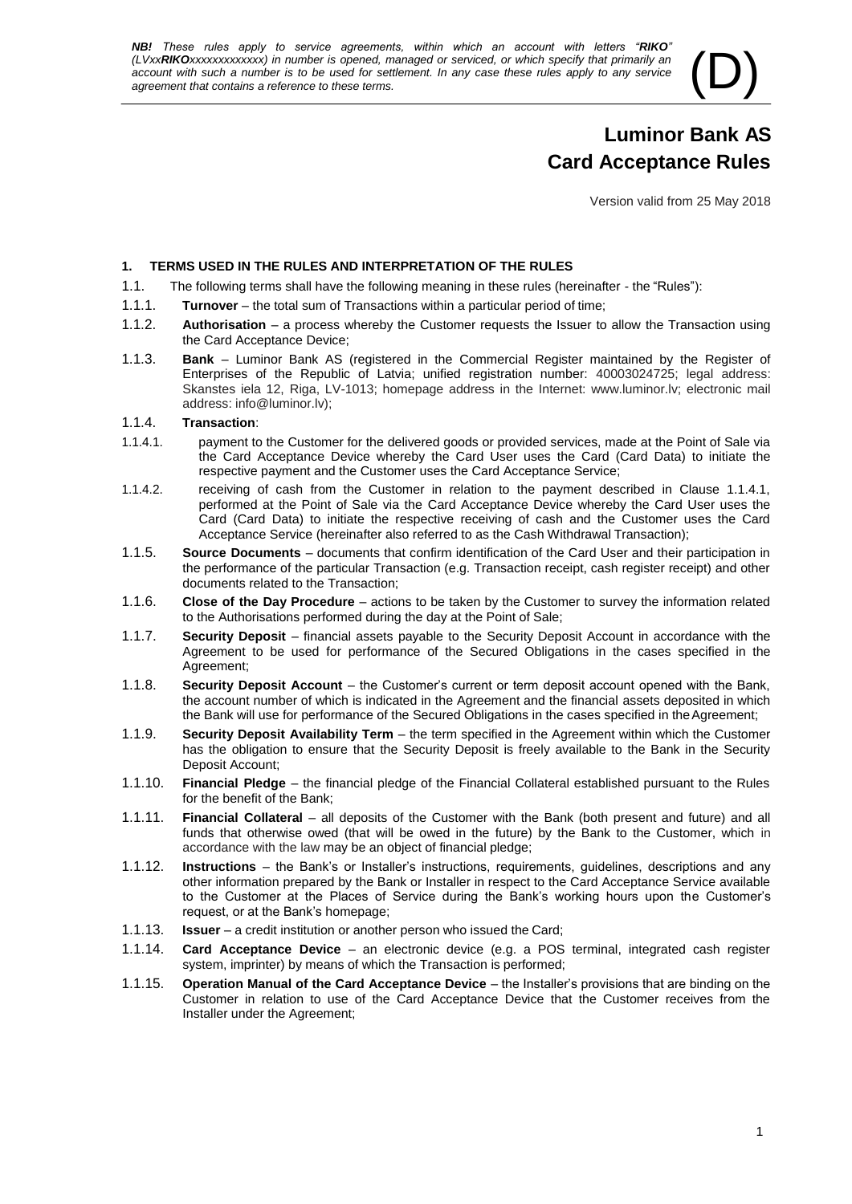***NB!** These rules apply to service agreements, within which an account with letters "**RIKO**" (LVxx**RIKO**xxxxxxxxxxxxx) in number is opened, managed or serviced, or which specify that primarily an account with such a number is to be used for settlement. In any case these rules apply to any service agreement that contains a reference to these terms.*

(D)

# Luminor Bank AS
# Card Acceptance Rules

Version valid from 25 May 2018

## 1. TERMS USED IN THE RULES AND INTERPRETATION OF THE RULES

1.1. The following terms shall have the following meaning in these rules (hereinafter - the "Rules"):

1.1.1. **Turnover** – the total sum of Transactions within a particular period of time;

1.1.2. **Authorisation** – a process whereby the Customer requests the Issuer to allow the Transaction using the Card Acceptance Device;

1.1.3. **Bank** – Luminor Bank AS (registered in the Commercial Register maintained by the Register of Enterprises of the Republic of Latvia; unified registration number: 40003024725; legal address: Skanstes iela 12, Riga, LV-1013; homepage address in the Internet: www.luminor.lv; electronic mail address: info@luminor.lv);

1.1.4. **Transaction**:

1.1.4.1. payment to the Customer for the delivered goods or provided services, made at the Point of Sale via the Card Acceptance Device whereby the Card User uses the Card (Card Data) to initiate the respective payment and the Customer uses the Card Acceptance Service;

1.1.4.2. receiving of cash from the Customer in relation to the payment described in Clause 1.1.4.1, performed at the Point of Sale via the Card Acceptance Device whereby the Card User uses the Card (Card Data) to initiate the respective receiving of cash and the Customer uses the Card Acceptance Service (hereinafter also referred to as the Cash Withdrawal Transaction);

1.1.5. **Source Documents** – documents that confirm identification of the Card User and their participation in the performance of the particular Transaction (e.g. Transaction receipt, cash register receipt) and other documents related to the Transaction;

1.1.6. **Close of the Day Procedure** – actions to be taken by the Customer to survey the information related to the Authorisations performed during the day at the Point of Sale;

1.1.7. **Security Deposit** – financial assets payable to the Security Deposit Account in accordance with the Agreement to be used for performance of the Secured Obligations in the cases specified in the Agreement;

1.1.8. **Security Deposit Account** – the Customer's current or term deposit account opened with the Bank, the account number of which is indicated in the Agreement and the financial assets deposited in which the Bank will use for performance of the Secured Obligations in the cases specified in the Agreement;

1.1.9. **Security Deposit Availability Term** – the term specified in the Agreement within which the Customer has the obligation to ensure that the Security Deposit is freely available to the Bank in the Security Deposit Account;

1.1.10. **Financial Pledge** – the financial pledge of the Financial Collateral established pursuant to the Rules for the benefit of the Bank;

1.1.11. **Financial Collateral** – all deposits of the Customer with the Bank (both present and future) and all funds that otherwise owed (that will be owed in the future) by the Bank to the Customer, which in accordance with the law may be an object of financial pledge;

1.1.12. **Instructions** – the Bank's or Installer's instructions, requirements, guidelines, descriptions and any other information prepared by the Bank or Installer in respect to the Card Acceptance Service available to the Customer at the Places of Service during the Bank's working hours upon the Customer's request, or at the Bank's homepage;

1.1.13. **Issuer** – a credit institution or another person who issued the Card;

1.1.14. **Card Acceptance Device** – an electronic device (e.g. a POS terminal, integrated cash register system, imprinter) by means of which the Transaction is performed;

1.1.15. **Operation Manual of the Card Acceptance Device** – the Installer's provisions that are binding on the Customer in relation to use of the Card Acceptance Device that the Customer receives from the Installer under the Agreement;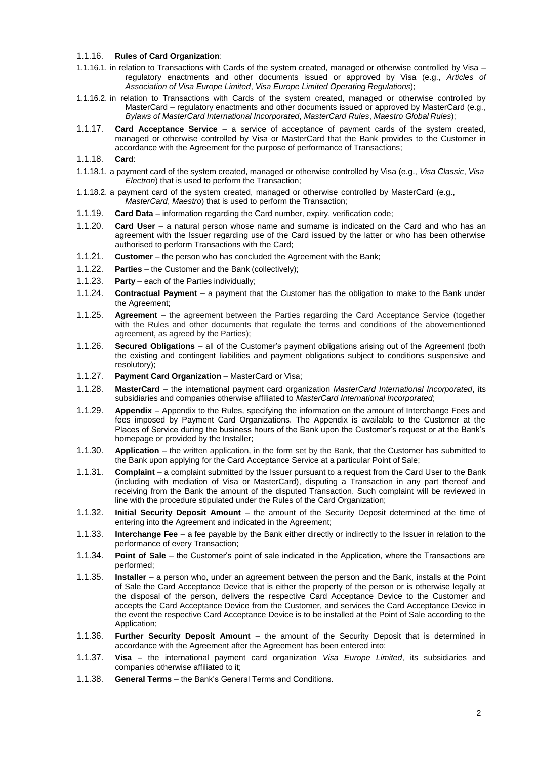1.1.16. **Rules of Card Organization**:

1.1.16.1. in relation to Transactions with Cards of the system created, managed or otherwise controlled by Visa – regulatory enactments and other documents issued or approved by Visa (e.g., *Articles of Association of Visa Europe Limited*, *Visa Europe Limited Operating Regulations*);

1.1.16.2. in relation to Transactions with Cards of the system created, managed or otherwise controlled by MasterCard – regulatory enactments and other documents issued or approved by MasterCard (e.g., *Bylaws of MasterCard International Incorporated*, *MasterCard Rules*, *Maestro Global Rules*);

1.1.17. **Card Acceptance Service** – a service of acceptance of payment cards of the system created, managed or otherwise controlled by Visa or MasterCard that the Bank provides to the Customer in accordance with the Agreement for the purpose of performance of Transactions;

1.1.18. **Card**:

1.1.18.1. a payment card of the system created, managed or otherwise controlled by Visa (e.g., *Visa Classic*, *Visa Electron*) that is used to perform the Transaction;

1.1.18.2. a payment card of the system created, managed or otherwise controlled by MasterCard (e.g., *MasterCard*, *Maestro*) that is used to perform the Transaction;

1.1.19. **Card Data** – information regarding the Card number, expiry, verification code;

1.1.20. **Card User** – a natural person whose name and surname is indicated on the Card and who has an agreement with the Issuer regarding use of the Card issued by the latter or who has been otherwise authorised to perform Transactions with the Card;

1.1.21. **Customer** – the person who has concluded the Agreement with the Bank;

1.1.22. **Parties** – the Customer and the Bank (collectively);

1.1.23. **Party** – each of the Parties individually;

1.1.24. **Contractual Payment** – a payment that the Customer has the obligation to make to the Bank under the Agreement;

1.1.25. **Agreement** – the agreement between the Parties regarding the Card Acceptance Service (together with the Rules and other documents that regulate the terms and conditions of the abovementioned agreement, as agreed by the Parties);

1.1.26. **Secured Obligations** – all of the Customer's payment obligations arising out of the Agreement (both the existing and contingent liabilities and payment obligations subject to conditions suspensive and resolutory);

1.1.27. **Payment Card Organization** – MasterCard or Visa;

1.1.28. **MasterCard** – the international payment card organization *MasterCard International Incorporated*, its subsidiaries and companies otherwise affiliated to *MasterCard International Incorporated*;

1.1.29. **Appendix** – Appendix to the Rules, specifying the information on the amount of Interchange Fees and fees imposed by Payment Card Organizations. The Appendix is available to the Customer at the Places of Service during the business hours of the Bank upon the Customer's request or at the Bank's homepage or provided by the Installer;

1.1.30. **Application** – the written application, in the form set by the Bank, that the Customer has submitted to the Bank upon applying for the Card Acceptance Service at a particular Point of Sale;

1.1.31. **Complaint** – a complaint submitted by the Issuer pursuant to a request from the Card User to the Bank (including with mediation of Visa or MasterCard), disputing a Transaction in any part thereof and receiving from the Bank the amount of the disputed Transaction. Such complaint will be reviewed in line with the procedure stipulated under the Rules of the Card Organization;

1.1.32. **Initial Security Deposit Amount** – the amount of the Security Deposit determined at the time of entering into the Agreement and indicated in the Agreement;

1.1.33. **Interchange Fee** – a fee payable by the Bank either directly or indirectly to the Issuer in relation to the performance of every Transaction;

1.1.34. **Point of Sale** – the Customer's point of sale indicated in the Application, where the Transactions are performed;

1.1.35. **Installer** – a person who, under an agreement between the person and the Bank, installs at the Point of Sale the Card Acceptance Device that is either the property of the person or is otherwise legally at the disposal of the person, delivers the respective Card Acceptance Device to the Customer and accepts the Card Acceptance Device from the Customer, and services the Card Acceptance Device in the event the respective Card Acceptance Device is to be installed at the Point of Sale according to the Application;

1.1.36. **Further Security Deposit Amount** – the amount of the Security Deposit that is determined in accordance with the Agreement after the Agreement has been entered into;

1.1.37. **Visa** – the international payment card organization *Visa Europe Limited*, its subsidiaries and companies otherwise affiliated to it;

1.1.38. **General Terms** – the Bank's General Terms and Conditions.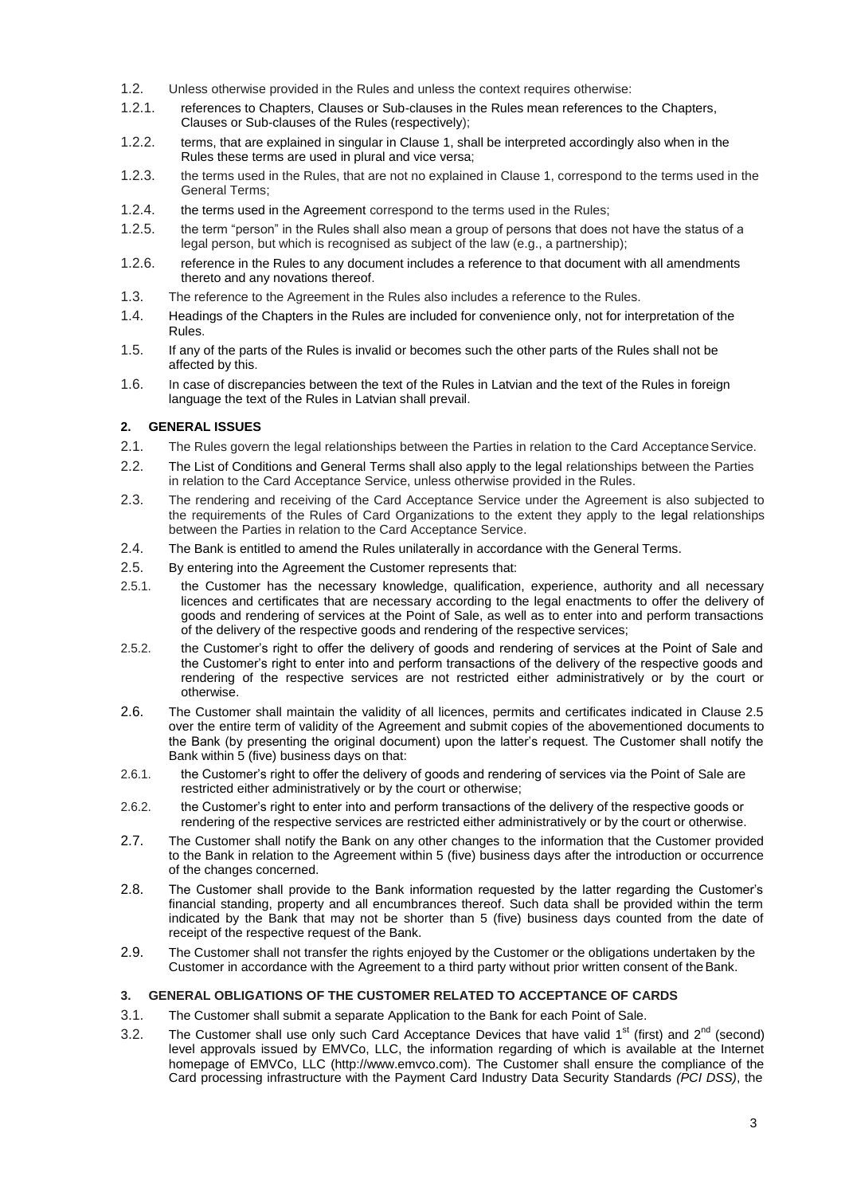1.2. Unless otherwise provided in the Rules and unless the context requires otherwise:

1.2.1. references to Chapters, Clauses or Sub-clauses in the Rules mean references to the Chapters, Clauses or Sub-clauses of the Rules (respectively);

1.2.2. terms, that are explained in singular in Clause 1, shall be interpreted accordingly also when in the Rules these terms are used in plural and vice versa;

1.2.3. the terms used in the Rules, that are not no explained in Clause 1, correspond to the terms used in the General Terms;

1.2.4. the terms used in the Agreement correspond to the terms used in the Rules;

1.2.5. the term "person" in the Rules shall also mean a group of persons that does not have the status of a legal person, but which is recognised as subject of the law (e.g., a partnership);

1.2.6. reference in the Rules to any document includes a reference to that document with all amendments thereto and any novations thereof.

1.3. The reference to the Agreement in the Rules also includes a reference to the Rules.

1.4. Headings of the Chapters in the Rules are included for convenience only, not for interpretation of the Rules.

1.5. If any of the parts of the Rules is invalid or becomes such the other parts of the Rules shall not be affected by this.

1.6. In case of discrepancies between the text of the Rules in Latvian and the text of the Rules in foreign language the text of the Rules in Latvian shall prevail.

## 2. GENERAL ISSUES

2.1. The Rules govern the legal relationships between the Parties in relation to the Card Acceptance Service.

2.2. The List of Conditions and General Terms shall also apply to the legal relationships between the Parties in relation to the Card Acceptance Service, unless otherwise provided in the Rules.

2.3. The rendering and receiving of the Card Acceptance Service under the Agreement is also subjected to the requirements of the Rules of Card Organizations to the extent they apply to the legal relationships between the Parties in relation to the Card Acceptance Service.

2.4. The Bank is entitled to amend the Rules unilaterally in accordance with the General Terms.

2.5. By entering into the Agreement the Customer represents that:

2.5.1. the Customer has the necessary knowledge, qualification, experience, authority and all necessary licences and certificates that are necessary according to the legal enactments to offer the delivery of goods and rendering of services at the Point of Sale, as well as to enter into and perform transactions of the delivery of the respective goods and rendering of the respective services;

2.5.2. the Customer's right to offer the delivery of goods and rendering of services at the Point of Sale and the Customer's right to enter into and perform transactions of the delivery of the respective goods and rendering of the respective services are not restricted either administratively or by the court or otherwise.

2.6. The Customer shall maintain the validity of all licences, permits and certificates indicated in Clause 2.5 over the entire term of validity of the Agreement and submit copies of the abovementioned documents to the Bank (by presenting the original document) upon the latter's request. The Customer shall notify the Bank within 5 (five) business days on that:

2.6.1. the Customer's right to offer the delivery of goods and rendering of services via the Point of Sale are restricted either administratively or by the court or otherwise;

2.6.2. the Customer's right to enter into and perform transactions of the delivery of the respective goods or rendering of the respective services are restricted either administratively or by the court or otherwise.

2.7. The Customer shall notify the Bank on any other changes to the information that the Customer provided to the Bank in relation to the Agreement within 5 (five) business days after the introduction or occurrence of the changes concerned.

2.8. The Customer shall provide to the Bank information requested by the latter regarding the Customer's financial standing, property and all encumbrances thereof. Such data shall be provided within the term indicated by the Bank that may not be shorter than 5 (five) business days counted from the date of receipt of the respective request of the Bank.

2.9. The Customer shall not transfer the rights enjoyed by the Customer or the obligations undertaken by the Customer in accordance with the Agreement to a third party without prior written consent of the Bank.

## 3. GENERAL OBLIGATIONS OF THE CUSTOMER RELATED TO ACCEPTANCE OF CARDS

3.1. The Customer shall submit a separate Application to the Bank for each Point of Sale.

3.2. The Customer shall use only such Card Acceptance Devices that have valid 1st (first) and 2nd (second) level approvals issued by EMVCo, LLC, the information regarding of which is available at the Internet homepage of EMVCo, LLC (http://www.emvco.com). The Customer shall ensure the compliance of the Card processing infrastructure with the Payment Card Industry Data Security Standards *(PCI DSS)*, the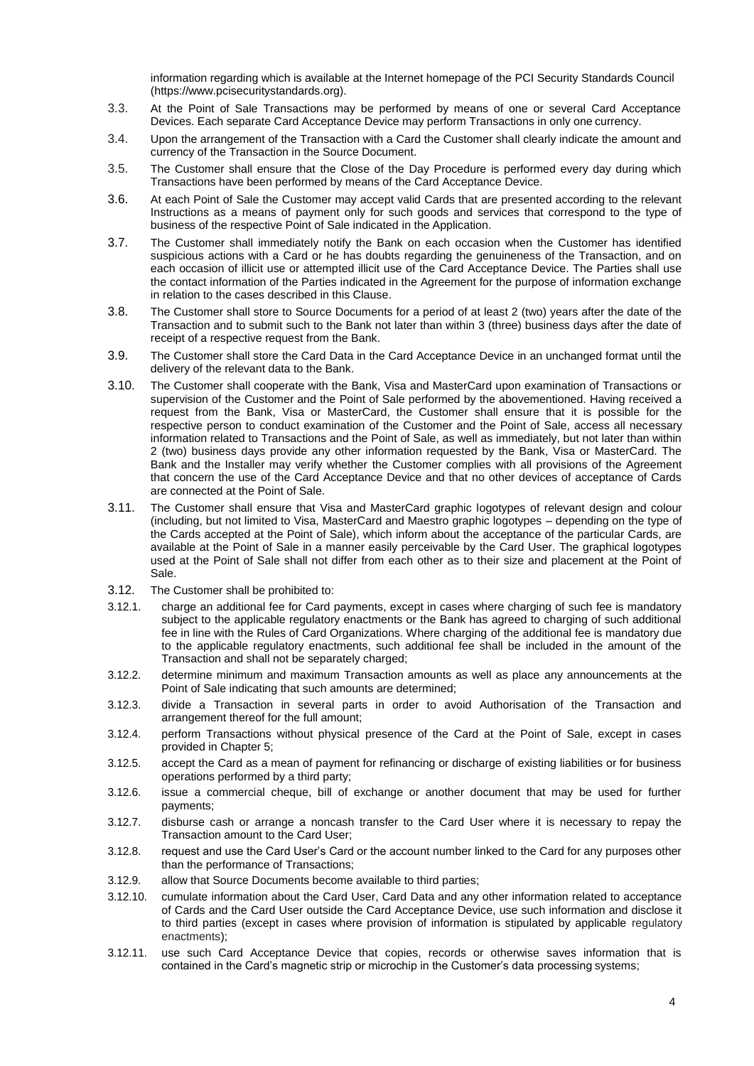information regarding which is available at the Internet homepage of the PCI Security Standards Council (https://www.pcisecuritystandards.org).

3.3. At the Point of Sale Transactions may be performed by means of one or several Card Acceptance Devices. Each separate Card Acceptance Device may perform Transactions in only one currency.

3.4. Upon the arrangement of the Transaction with a Card the Customer shall clearly indicate the amount and currency of the Transaction in the Source Document.

3.5. The Customer shall ensure that the Close of the Day Procedure is performed every day during which Transactions have been performed by means of the Card Acceptance Device.

3.6. At each Point of Sale the Customer may accept valid Cards that are presented according to the relevant Instructions as a means of payment only for such goods and services that correspond to the type of business of the respective Point of Sale indicated in the Application.

3.7. The Customer shall immediately notify the Bank on each occasion when the Customer has identified suspicious actions with a Card or he has doubts regarding the genuineness of the Transaction, and on each occasion of illicit use or attempted illicit use of the Card Acceptance Device. The Parties shall use the contact information of the Parties indicated in the Agreement for the purpose of information exchange in relation to the cases described in this Clause.

3.8. The Customer shall store to Source Documents for a period of at least 2 (two) years after the date of the Transaction and to submit such to the Bank not later than within 3 (three) business days after the date of receipt of a respective request from the Bank.

3.9. The Customer shall store the Card Data in the Card Acceptance Device in an unchanged format until the delivery of the relevant data to the Bank.

3.10. The Customer shall cooperate with the Bank, Visa and MasterCard upon examination of Transactions or supervision of the Customer and the Point of Sale performed by the abovementioned. Having received a request from the Bank, Visa or MasterCard, the Customer shall ensure that it is possible for the respective person to conduct examination of the Customer and the Point of Sale, access all necessary information related to Transactions and the Point of Sale, as well as immediately, but not later than within 2 (two) business days provide any other information requested by the Bank, Visa or MasterCard. The Bank and the Installer may verify whether the Customer complies with all provisions of the Agreement that concern the use of the Card Acceptance Device and that no other devices of acceptance of Cards are connected at the Point of Sale.

3.11. The Customer shall ensure that Visa and MasterCard graphic logotypes of relevant design and colour (including, but not limited to Visa, MasterCard and Maestro graphic logotypes – depending on the type of the Cards accepted at the Point of Sale), which inform about the acceptance of the particular Cards, are available at the Point of Sale in a manner easily perceivable by the Card User. The graphical logotypes used at the Point of Sale shall not differ from each other as to their size and placement at the Point of Sale.

3.12. The Customer shall be prohibited to:

3.12.1. charge an additional fee for Card payments, except in cases where charging of such fee is mandatory subject to the applicable regulatory enactments or the Bank has agreed to charging of such additional fee in line with the Rules of Card Organizations. Where charging of the additional fee is mandatory due to the applicable regulatory enactments, such additional fee shall be included in the amount of the Transaction and shall not be separately charged;

3.12.2. determine minimum and maximum Transaction amounts as well as place any announcements at the Point of Sale indicating that such amounts are determined;

3.12.3. divide a Transaction in several parts in order to avoid Authorisation of the Transaction and arrangement thereof for the full amount;

3.12.4. perform Transactions without physical presence of the Card at the Point of Sale, except in cases provided in Chapter 5;

3.12.5. accept the Card as a mean of payment for refinancing or discharge of existing liabilities or for business operations performed by a third party;

3.12.6. issue a commercial cheque, bill of exchange or another document that may be used for further payments;

3.12.7. disburse cash or arrange a noncash transfer to the Card User where it is necessary to repay the Transaction amount to the Card User;

3.12.8. request and use the Card User's Card or the account number linked to the Card for any purposes other than the performance of Transactions;

3.12.9. allow that Source Documents become available to third parties;

3.12.10. cumulate information about the Card User, Card Data and any other information related to acceptance of Cards and the Card User outside the Card Acceptance Device, use such information and disclose it to third parties (except in cases where provision of information is stipulated by applicable regulatory enactments);

3.12.11. use such Card Acceptance Device that copies, records or otherwise saves information that is contained in the Card's magnetic strip or microchip in the Customer's data processing systems;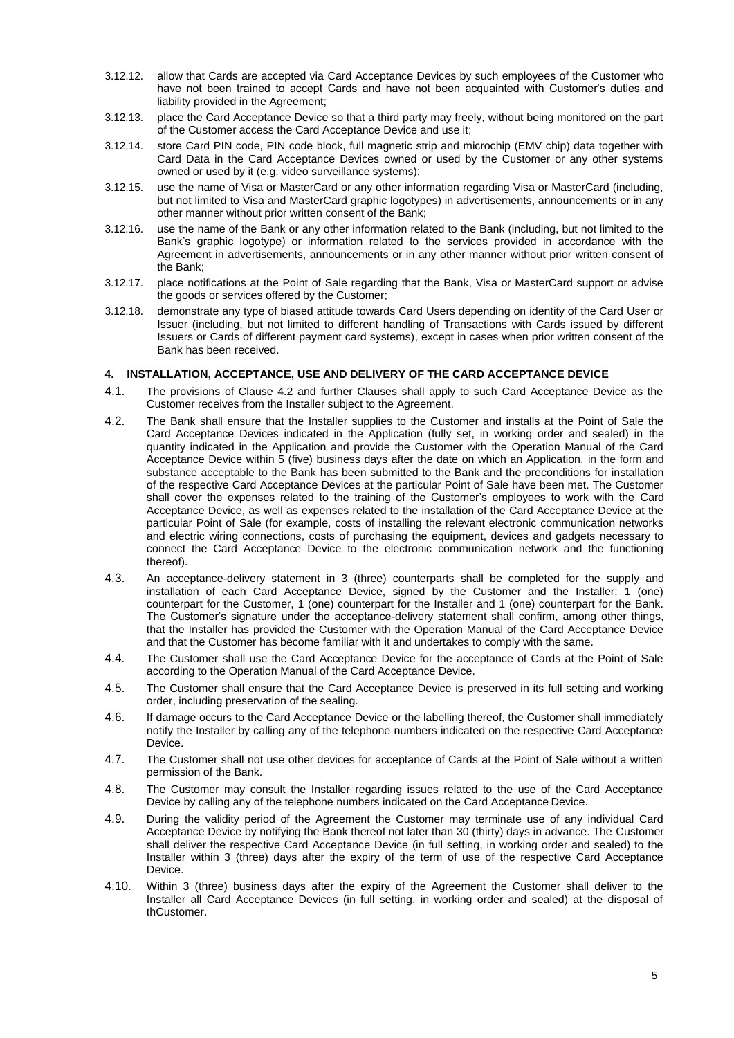3.12.12. allow that Cards are accepted via Card Acceptance Devices by such employees of the Customer who have not been trained to accept Cards and have not been acquainted with Customer's duties and liability provided in the Agreement;

3.12.13. place the Card Acceptance Device so that a third party may freely, without being monitored on the part of the Customer access the Card Acceptance Device and use it;

3.12.14. store Card PIN code, PIN code block, full magnetic strip and microchip (EMV chip) data together with Card Data in the Card Acceptance Devices owned or used by the Customer or any other systems owned or used by it (e.g. video surveillance systems);

3.12.15. use the name of Visa or MasterCard or any other information regarding Visa or MasterCard (including, but not limited to Visa and MasterCard graphic logotypes) in advertisements, announcements or in any other manner without prior written consent of the Bank;

3.12.16. use the name of the Bank or any other information related to the Bank (including, but not limited to the Bank's graphic logotype) or information related to the services provided in accordance with the Agreement in advertisements, announcements or in any other manner without prior written consent of the Bank;

3.12.17. place notifications at the Point of Sale regarding that the Bank, Visa or MasterCard support or advise the goods or services offered by the Customer;

3.12.18. demonstrate any type of biased attitude towards Card Users depending on identity of the Card User or Issuer (including, but not limited to different handling of Transactions with Cards issued by different Issuers or Cards of different payment card systems), except in cases when prior written consent of the Bank has been received.

## 4. INSTALLATION, ACCEPTANCE, USE AND DELIVERY OF THE CARD ACCEPTANCE DEVICE

4.1. The provisions of Clause 4.2 and further Clauses shall apply to such Card Acceptance Device as the Customer receives from the Installer subject to the Agreement.

4.2. The Bank shall ensure that the Installer supplies to the Customer and installs at the Point of Sale the Card Acceptance Devices indicated in the Application (fully set, in working order and sealed) in the quantity indicated in the Application and provide the Customer with the Operation Manual of the Card Acceptance Device within 5 (five) business days after the date on which an Application, in the form and substance acceptable to the Bank has been submitted to the Bank and the preconditions for installation of the respective Card Acceptance Devices at the particular Point of Sale have been met. The Customer shall cover the expenses related to the training of the Customer's employees to work with the Card Acceptance Device, as well as expenses related to the installation of the Card Acceptance Device at the particular Point of Sale (for example, costs of installing the relevant electronic communication networks and electric wiring connections, costs of purchasing the equipment, devices and gadgets necessary to connect the Card Acceptance Device to the electronic communication network and the functioning thereof).

4.3. An acceptance-delivery statement in 3 (three) counterparts shall be completed for the supply and installation of each Card Acceptance Device, signed by the Customer and the Installer: 1 (one) counterpart for the Customer, 1 (one) counterpart for the Installer and 1 (one) counterpart for the Bank. The Customer's signature under the acceptance-delivery statement shall confirm, among other things, that the Installer has provided the Customer with the Operation Manual of the Card Acceptance Device and that the Customer has become familiar with it and undertakes to comply with the same.

4.4. The Customer shall use the Card Acceptance Device for the acceptance of Cards at the Point of Sale according to the Operation Manual of the Card Acceptance Device.

4.5. The Customer shall ensure that the Card Acceptance Device is preserved in its full setting and working order, including preservation of the sealing.

4.6. If damage occurs to the Card Acceptance Device or the labelling thereof, the Customer shall immediately notify the Installer by calling any of the telephone numbers indicated on the respective Card Acceptance Device.

4.7. The Customer shall not use other devices for acceptance of Cards at the Point of Sale without a written permission of the Bank.

4.8. The Customer may consult the Installer regarding issues related to the use of the Card Acceptance Device by calling any of the telephone numbers indicated on the Card Acceptance Device.

4.9. During the validity period of the Agreement the Customer may terminate use of any individual Card Acceptance Device by notifying the Bank thereof not later than 30 (thirty) days in advance. The Customer shall deliver the respective Card Acceptance Device (in full setting, in working order and sealed) to the Installer within 3 (three) days after the expiry of the term of use of the respective Card Acceptance Device.

4.10. Within 3 (three) business days after the expiry of the Agreement the Customer shall deliver to the Installer all Card Acceptance Devices (in full setting, in working order and sealed) at the disposal of thCustomer.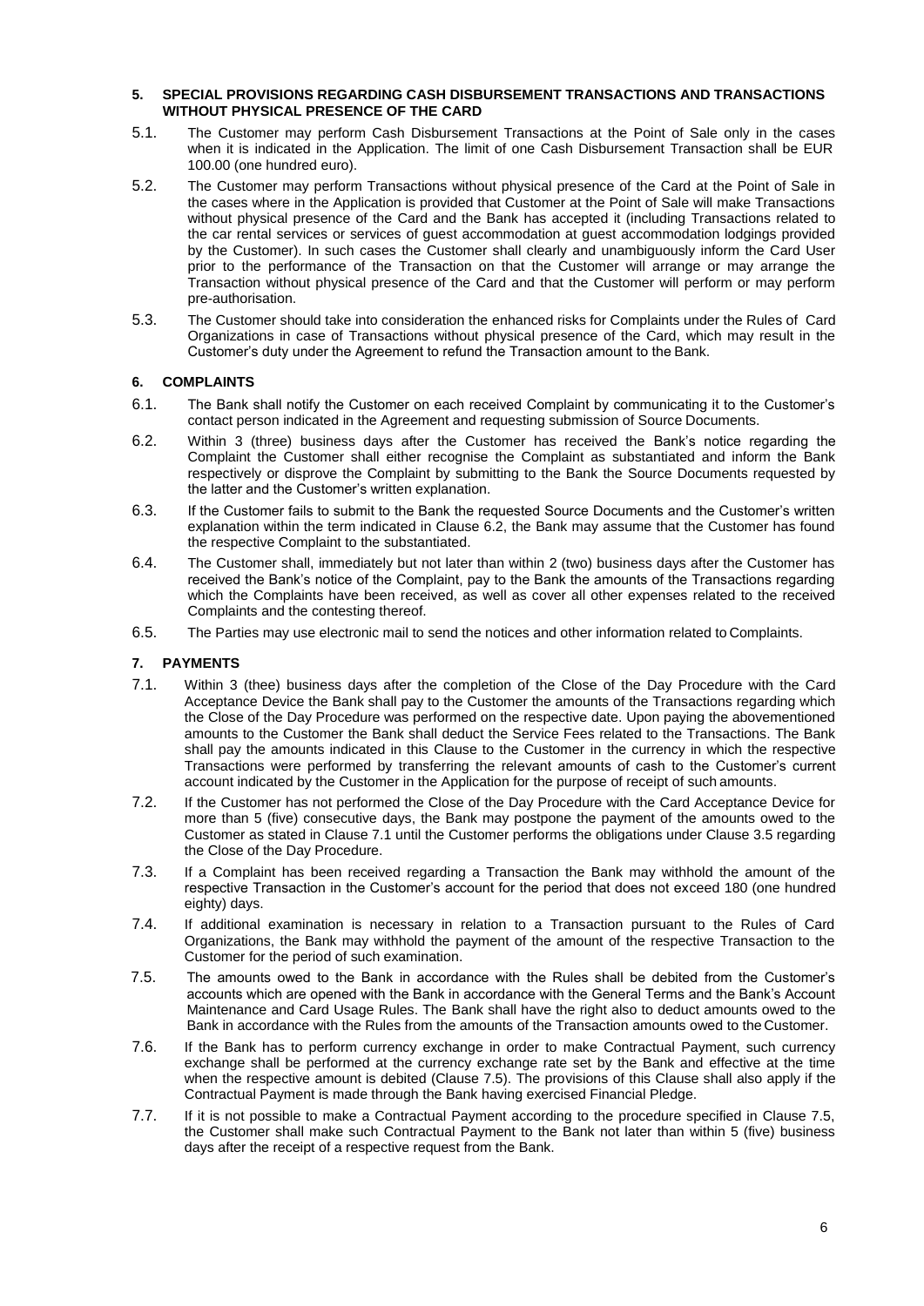## 5. SPECIAL PROVISIONS REGARDING CASH DISBURSEMENT TRANSACTIONS AND TRANSACTIONS WITHOUT PHYSICAL PRESENCE OF THE CARD

5.1. The Customer may perform Cash Disbursement Transactions at the Point of Sale only in the cases when it is indicated in the Application. The limit of one Cash Disbursement Transaction shall be EUR 100.00 (one hundred euro).

5.2. The Customer may perform Transactions without physical presence of the Card at the Point of Sale in the cases where in the Application is provided that Customer at the Point of Sale will make Transactions without physical presence of the Card and the Bank has accepted it (including Transactions related to the car rental services or services of guest accommodation at guest accommodation lodgings provided by the Customer). In such cases the Customer shall clearly and unambiguously inform the Card User prior to the performance of the Transaction on that the Customer will arrange or may arrange the Transaction without physical presence of the Card and that the Customer will perform or may perform pre-authorisation.

5.3. The Customer should take into consideration the enhanced risks for Complaints under the Rules of Card Organizations in case of Transactions without physical presence of the Card, which may result in the Customer's duty under the Agreement to refund the Transaction amount to the Bank.

## 6. COMPLAINTS

6.1. The Bank shall notify the Customer on each received Complaint by communicating it to the Customer's contact person indicated in the Agreement and requesting submission of Source Documents.

6.2. Within 3 (three) business days after the Customer has received the Bank's notice regarding the Complaint the Customer shall either recognise the Complaint as substantiated and inform the Bank respectively or disprove the Complaint by submitting to the Bank the Source Documents requested by the latter and the Customer's written explanation.

6.3. If the Customer fails to submit to the Bank the requested Source Documents and the Customer's written explanation within the term indicated in Clause 6.2, the Bank may assume that the Customer has found the respective Complaint to the substantiated.

6.4. The Customer shall, immediately but not later than within 2 (two) business days after the Customer has received the Bank's notice of the Complaint, pay to the Bank the amounts of the Transactions regarding which the Complaints have been received, as well as cover all other expenses related to the received Complaints and the contesting thereof.

6.5. The Parties may use electronic mail to send the notices and other information related to Complaints.

## 7. PAYMENTS

7.1. Within 3 (thee) business days after the completion of the Close of the Day Procedure with the Card Acceptance Device the Bank shall pay to the Customer the amounts of the Transactions regarding which the Close of the Day Procedure was performed on the respective date. Upon paying the abovementioned amounts to the Customer the Bank shall deduct the Service Fees related to the Transactions. The Bank shall pay the amounts indicated in this Clause to the Customer in the currency in which the respective Transactions were performed by transferring the relevant amounts of cash to the Customer's current account indicated by the Customer in the Application for the purpose of receipt of such amounts.

7.2. If the Customer has not performed the Close of the Day Procedure with the Card Acceptance Device for more than 5 (five) consecutive days, the Bank may postpone the payment of the amounts owed to the Customer as stated in Clause 7.1 until the Customer performs the obligations under Clause 3.5 regarding the Close of the Day Procedure.

7.3. If a Complaint has been received regarding a Transaction the Bank may withhold the amount of the respective Transaction in the Customer's account for the period that does not exceed 180 (one hundred eighty) days.

7.4. If additional examination is necessary in relation to a Transaction pursuant to the Rules of Card Organizations, the Bank may withhold the payment of the amount of the respective Transaction to the Customer for the period of such examination.

7.5. The amounts owed to the Bank in accordance with the Rules shall be debited from the Customer's accounts which are opened with the Bank in accordance with the General Terms and the Bank's Account Maintenance and Card Usage Rules. The Bank shall have the right also to deduct amounts owed to the Bank in accordance with the Rules from the amounts of the Transaction amounts owed to the Customer.

7.6. If the Bank has to perform currency exchange in order to make Contractual Payment, such currency exchange shall be performed at the currency exchange rate set by the Bank and effective at the time when the respective amount is debited (Clause 7.5). The provisions of this Clause shall also apply if the Contractual Payment is made through the Bank having exercised Financial Pledge.

7.7. If it is not possible to make a Contractual Payment according to the procedure specified in Clause 7.5, the Customer shall make such Contractual Payment to the Bank not later than within 5 (five) business days after the receipt of a respective request from the Bank.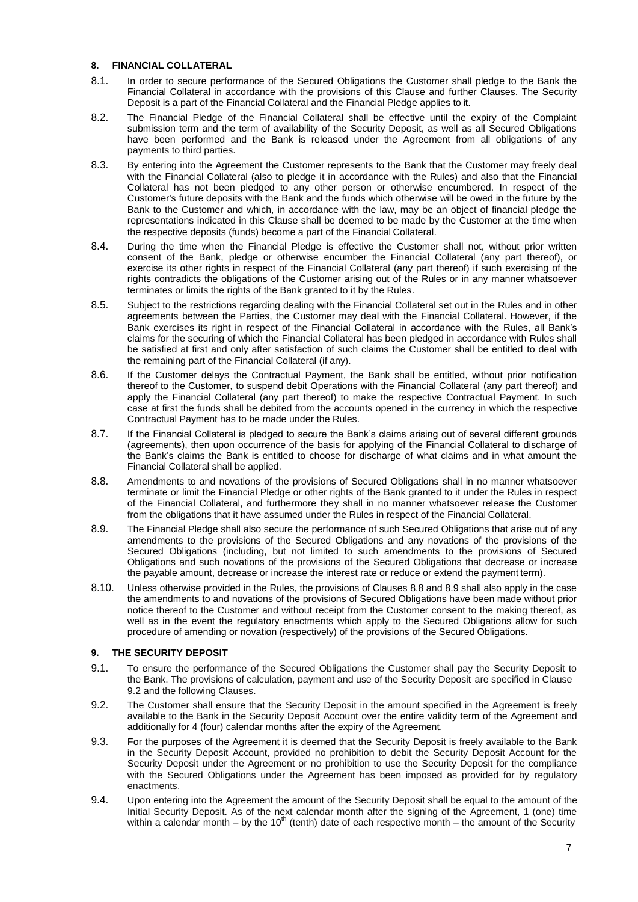## 8. FINANCIAL COLLATERAL

8.1. In order to secure performance of the Secured Obligations the Customer shall pledge to the Bank the Financial Collateral in accordance with the provisions of this Clause and further Clauses. The Security Deposit is a part of the Financial Collateral and the Financial Pledge applies to it.

8.2. The Financial Pledge of the Financial Collateral shall be effective until the expiry of the Complaint submission term and the term of availability of the Security Deposit, as well as all Secured Obligations have been performed and the Bank is released under the Agreement from all obligations of any payments to third parties.

8.3. By entering into the Agreement the Customer represents to the Bank that the Customer may freely deal with the Financial Collateral (also to pledge it in accordance with the Rules) and also that the Financial Collateral has not been pledged to any other person or otherwise encumbered. In respect of the Customer's future deposits with the Bank and the funds which otherwise will be owed in the future by the Bank to the Customer and which, in accordance with the law, may be an object of financial pledge the representations indicated in this Clause shall be deemed to be made by the Customer at the time when the respective deposits (funds) become a part of the Financial Collateral.

8.4. During the time when the Financial Pledge is effective the Customer shall not, without prior written consent of the Bank, pledge or otherwise encumber the Financial Collateral (any part thereof), or exercise its other rights in respect of the Financial Collateral (any part thereof) if such exercising of the rights contradicts the obligations of the Customer arising out of the Rules or in any manner whatsoever terminates or limits the rights of the Bank granted to it by the Rules.

8.5. Subject to the restrictions regarding dealing with the Financial Collateral set out in the Rules and in other agreements between the Parties, the Customer may deal with the Financial Collateral. However, if the Bank exercises its right in respect of the Financial Collateral in accordance with the Rules, all Bank's claims for the securing of which the Financial Collateral has been pledged in accordance with Rules shall be satisfied at first and only after satisfaction of such claims the Customer shall be entitled to deal with the remaining part of the Financial Collateral (if any).

8.6. If the Customer delays the Contractual Payment, the Bank shall be entitled, without prior notification thereof to the Customer, to suspend debit Operations with the Financial Collateral (any part thereof) and apply the Financial Collateral (any part thereof) to make the respective Contractual Payment. In such case at first the funds shall be debited from the accounts opened in the currency in which the respective Contractual Payment has to be made under the Rules.

8.7. If the Financial Collateral is pledged to secure the Bank's claims arising out of several different grounds (agreements), then upon occurrence of the basis for applying of the Financial Collateral to discharge of the Bank's claims the Bank is entitled to choose for discharge of what claims and in what amount the Financial Collateral shall be applied.

8.8. Amendments to and novations of the provisions of Secured Obligations shall in no manner whatsoever terminate or limit the Financial Pledge or other rights of the Bank granted to it under the Rules in respect of the Financial Collateral, and furthermore they shall in no manner whatsoever release the Customer from the obligations that it have assumed under the Rules in respect of the Financial Collateral.

8.9. The Financial Pledge shall also secure the performance of such Secured Obligations that arise out of any amendments to the provisions of the Secured Obligations and any novations of the provisions of the Secured Obligations (including, but not limited to such amendments to the provisions of Secured Obligations and such novations of the provisions of the Secured Obligations that decrease or increase the payable amount, decrease or increase the interest rate or reduce or extend the payment term).

8.10. Unless otherwise provided in the Rules, the provisions of Clauses 8.8 and 8.9 shall also apply in the case the amendments to and novations of the provisions of Secured Obligations have been made without prior notice thereof to the Customer and without receipt from the Customer consent to the making thereof, as well as in the event the regulatory enactments which apply to the Secured Obligations allow for such procedure of amending or novation (respectively) of the provisions of the Secured Obligations.

## 9. THE SECURITY DEPOSIT

9.1. To ensure the performance of the Secured Obligations the Customer shall pay the Security Deposit to the Bank. The provisions of calculation, payment and use of the Security Deposit are specified in Clause 9.2 and the following Clauses.

9.2. The Customer shall ensure that the Security Deposit in the amount specified in the Agreement is freely available to the Bank in the Security Deposit Account over the entire validity term of the Agreement and additionally for 4 (four) calendar months after the expiry of the Agreement.

9.3. For the purposes of the Agreement it is deemed that the Security Deposit is freely available to the Bank in the Security Deposit Account, provided no prohibition to debit the Security Deposit Account for the Security Deposit under the Agreement or no prohibition to use the Security Deposit for the compliance with the Secured Obligations under the Agreement has been imposed as provided for by regulatory enactments.

9.4. Upon entering into the Agreement the amount of the Security Deposit shall be equal to the amount of the Initial Security Deposit. As of the next calendar month after the signing of the Agreement, 1 (one) time within a calendar month – by the 10th (tenth) date of each respective month – the amount of the Security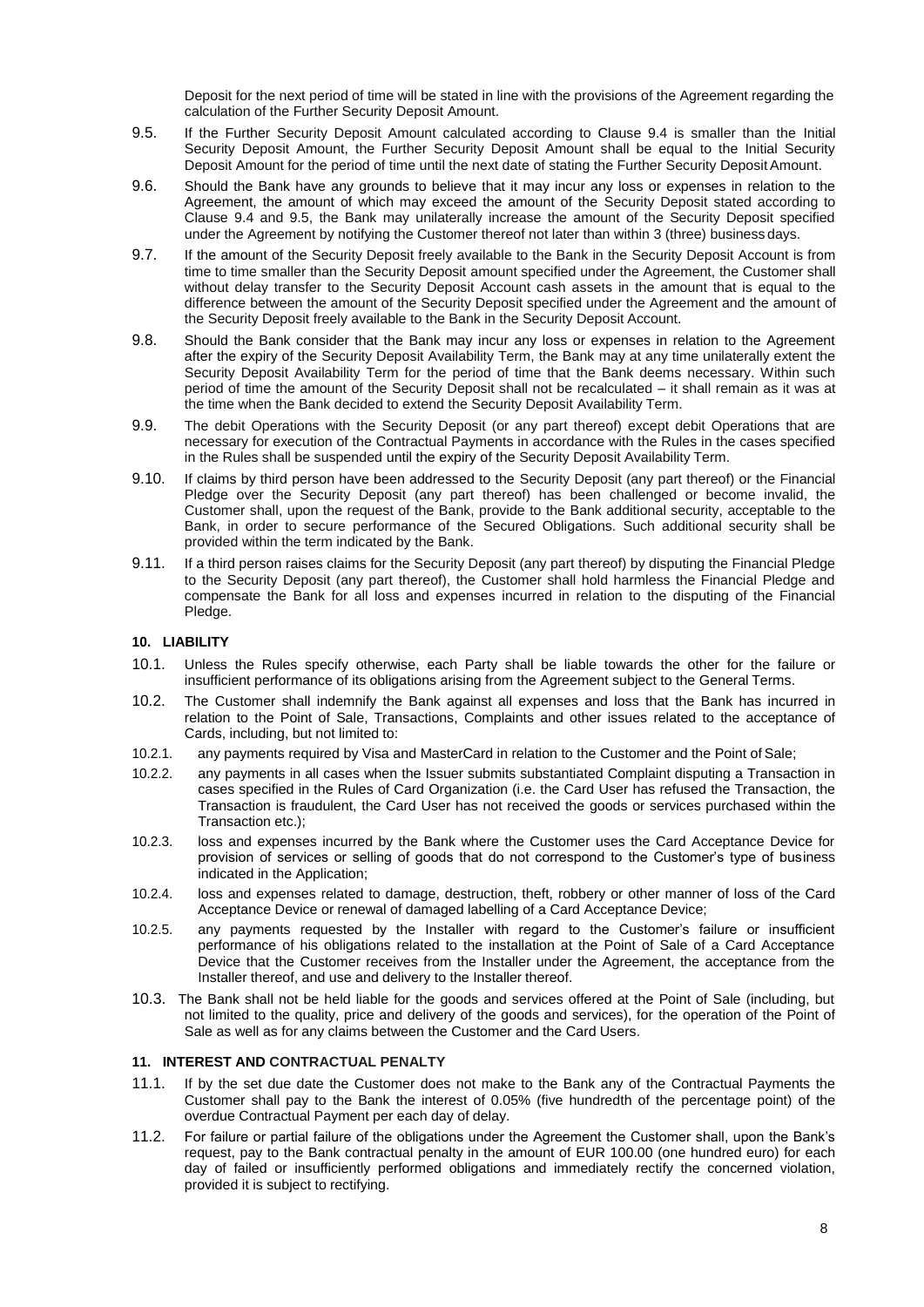Deposit for the next period of time will be stated in line with the provisions of the Agreement regarding the calculation of the Further Security Deposit Amount.

9.5. If the Further Security Deposit Amount calculated according to Clause 9.4 is smaller than the Initial Security Deposit Amount, the Further Security Deposit Amount shall be equal to the Initial Security Deposit Amount for the period of time until the next date of stating the Further Security Deposit Amount.

9.6. Should the Bank have any grounds to believe that it may incur any loss or expenses in relation to the Agreement, the amount of which may exceed the amount of the Security Deposit stated according to Clause 9.4 and 9.5, the Bank may unilaterally increase the amount of the Security Deposit specified under the Agreement by notifying the Customer thereof not later than within 3 (three) business days.

9.7. If the amount of the Security Deposit freely available to the Bank in the Security Deposit Account is from time to time smaller than the Security Deposit amount specified under the Agreement, the Customer shall without delay transfer to the Security Deposit Account cash assets in the amount that is equal to the difference between the amount of the Security Deposit specified under the Agreement and the amount of the Security Deposit freely available to the Bank in the Security Deposit Account.

9.8. Should the Bank consider that the Bank may incur any loss or expenses in relation to the Agreement after the expiry of the Security Deposit Availability Term, the Bank may at any time unilaterally extent the Security Deposit Availability Term for the period of time that the Bank deems necessary. Within such period of time the amount of the Security Deposit shall not be recalculated – it shall remain as it was at the time when the Bank decided to extend the Security Deposit Availability Term.

9.9. The debit Operations with the Security Deposit (or any part thereof) except debit Operations that are necessary for execution of the Contractual Payments in accordance with the Rules in the cases specified in the Rules shall be suspended until the expiry of the Security Deposit Availability Term.

9.10. If claims by third person have been addressed to the Security Deposit (any part thereof) or the Financial Pledge over the Security Deposit (any part thereof) has been challenged or become invalid, the Customer shall, upon the request of the Bank, provide to the Bank additional security, acceptable to the Bank, in order to secure performance of the Secured Obligations. Such additional security shall be provided within the term indicated by the Bank.

9.11. If a third person raises claims for the Security Deposit (any part thereof) by disputing the Financial Pledge to the Security Deposit (any part thereof), the Customer shall hold harmless the Financial Pledge and compensate the Bank for all loss and expenses incurred in relation to the disputing of the Financial Pledge.

## 10. LIABILITY

10.1. Unless the Rules specify otherwise, each Party shall be liable towards the other for the failure or insufficient performance of its obligations arising from the Agreement subject to the General Terms.

10.2. The Customer shall indemnify the Bank against all expenses and loss that the Bank has incurred in relation to the Point of Sale, Transactions, Complaints and other issues related to the acceptance of Cards, including, but not limited to:

10.2.1. any payments required by Visa and MasterCard in relation to the Customer and the Point of Sale;

10.2.2. any payments in all cases when the Issuer submits substantiated Complaint disputing a Transaction in cases specified in the Rules of Card Organization (i.e. the Card User has refused the Transaction, the Transaction is fraudulent, the Card User has not received the goods or services purchased within the Transaction etc.);

10.2.3. loss and expenses incurred by the Bank where the Customer uses the Card Acceptance Device for provision of services or selling of goods that do not correspond to the Customer's type of business indicated in the Application;

10.2.4. loss and expenses related to damage, destruction, theft, robbery or other manner of loss of the Card Acceptance Device or renewal of damaged labelling of a Card Acceptance Device;

10.2.5. any payments requested by the Installer with regard to the Customer's failure or insufficient performance of his obligations related to the installation at the Point of Sale of a Card Acceptance Device that the Customer receives from the Installer under the Agreement, the acceptance from the Installer thereof, and use and delivery to the Installer thereof.

10.3. The Bank shall not be held liable for the goods and services offered at the Point of Sale (including, but not limited to the quality, price and delivery of the goods and services), for the operation of the Point of Sale as well as for any claims between the Customer and the Card Users.

## 11. INTEREST AND CONTRACTUAL PENALTY

11.1. If by the set due date the Customer does not make to the Bank any of the Contractual Payments the Customer shall pay to the Bank the interest of 0.05% (five hundredth of the percentage point) of the overdue Contractual Payment per each day of delay.

11.2. For failure or partial failure of the obligations under the Agreement the Customer shall, upon the Bank's request, pay to the Bank contractual penalty in the amount of EUR 100.00 (one hundred euro) for each day of failed or insufficiently performed obligations and immediately rectify the concerned violation, provided it is subject to rectifying.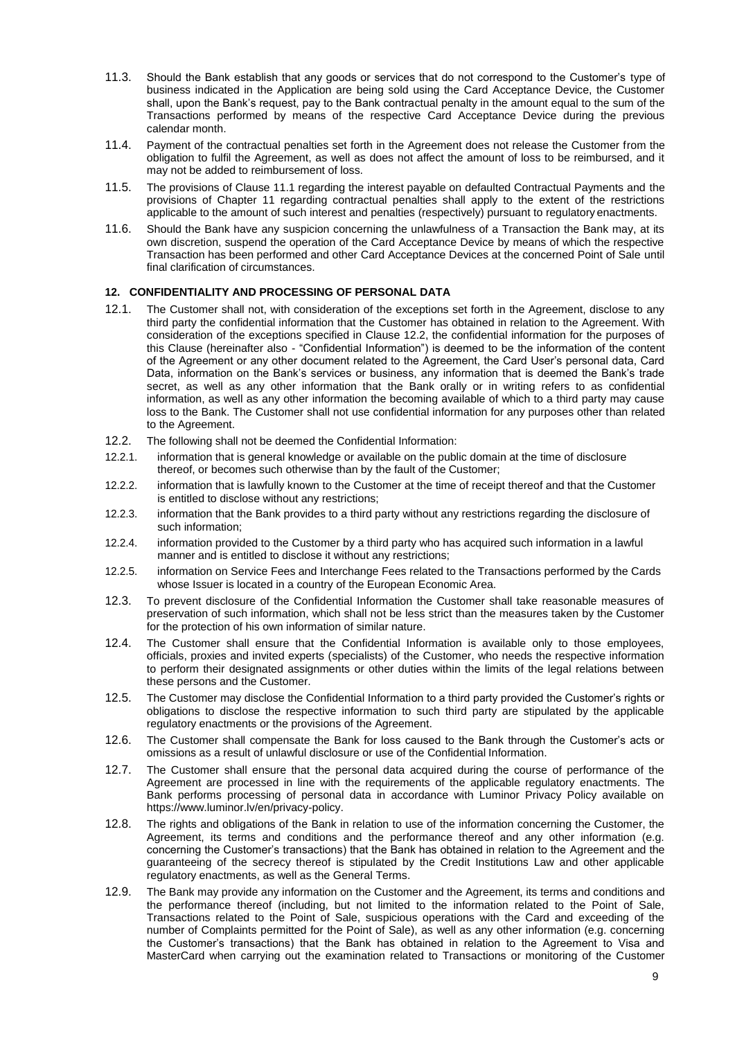11.3. Should the Bank establish that any goods or services that do not correspond to the Customer's type of business indicated in the Application are being sold using the Card Acceptance Device, the Customer shall, upon the Bank's request, pay to the Bank contractual penalty in the amount equal to the sum of the Transactions performed by means of the respective Card Acceptance Device during the previous calendar month.

11.4. Payment of the contractual penalties set forth in the Agreement does not release the Customer from the obligation to fulfil the Agreement, as well as does not affect the amount of loss to be reimbursed, and it may not be added to reimbursement of loss.

11.5. The provisions of Clause 11.1 regarding the interest payable on defaulted Contractual Payments and the provisions of Chapter 11 regarding contractual penalties shall apply to the extent of the restrictions applicable to the amount of such interest and penalties (respectively) pursuant to regulatory enactments.

11.6. Should the Bank have any suspicion concerning the unlawfulness of a Transaction the Bank may, at its own discretion, suspend the operation of the Card Acceptance Device by means of which the respective Transaction has been performed and other Card Acceptance Devices at the concerned Point of Sale until final clarification of circumstances.

## 12. CONFIDENTIALITY AND PROCESSING OF PERSONAL DATA

12.1. The Customer shall not, with consideration of the exceptions set forth in the Agreement, disclose to any third party the confidential information that the Customer has obtained in relation to the Agreement. With consideration of the exceptions specified in Clause 12.2, the confidential information for the purposes of this Clause (hereinafter also - "Confidential Information") is deemed to be the information of the content of the Agreement or any other document related to the Agreement, the Card User's personal data, Card Data, information on the Bank's services or business, any information that is deemed the Bank's trade secret, as well as any other information that the Bank orally or in writing refers to as confidential information, as well as any other information the becoming available of which to a third party may cause loss to the Bank. The Customer shall not use confidential information for any purposes other than related to the Agreement.

12.2. The following shall not be deemed the Confidential Information:

12.2.1. information that is general knowledge or available on the public domain at the time of disclosure thereof, or becomes such otherwise than by the fault of the Customer;

12.2.2. information that is lawfully known to the Customer at the time of receipt thereof and that the Customer is entitled to disclose without any restrictions;

12.2.3. information that the Bank provides to a third party without any restrictions regarding the disclosure of such information;

12.2.4. information provided to the Customer by a third party who has acquired such information in a lawful manner and is entitled to disclose it without any restrictions;

12.2.5. information on Service Fees and Interchange Fees related to the Transactions performed by the Cards whose Issuer is located in a country of the European Economic Area.

12.3. To prevent disclosure of the Confidential Information the Customer shall take reasonable measures of preservation of such information, which shall not be less strict than the measures taken by the Customer for the protection of his own information of similar nature.

12.4. The Customer shall ensure that the Confidential Information is available only to those employees, officials, proxies and invited experts (specialists) of the Customer, who needs the respective information to perform their designated assignments or other duties within the limits of the legal relations between these persons and the Customer.

12.5. The Customer may disclose the Confidential Information to a third party provided the Customer's rights or obligations to disclose the respective information to such third party are stipulated by the applicable regulatory enactments or the provisions of the Agreement.

12.6. The Customer shall compensate the Bank for loss caused to the Bank through the Customer's acts or omissions as a result of unlawful disclosure or use of the Confidential Information.

12.7. The Customer shall ensure that the personal data acquired during the course of performance of the Agreement are processed in line with the requirements of the applicable regulatory enactments. The Bank performs processing of personal data in accordance with Luminor Privacy Policy available on https://www.luminor.lv/en/privacy-policy.

12.8. The rights and obligations of the Bank in relation to use of the information concerning the Customer, the Agreement, its terms and conditions and the performance thereof and any other information (e.g. concerning the Customer's transactions) that the Bank has obtained in relation to the Agreement and the guaranteeing of the secrecy thereof is stipulated by the Credit Institutions Law and other applicable regulatory enactments, as well as the General Terms.

12.9. The Bank may provide any information on the Customer and the Agreement, its terms and conditions and the performance thereof (including, but not limited to the information related to the Point of Sale, Transactions related to the Point of Sale, suspicious operations with the Card and exceeding of the number of Complaints permitted for the Point of Sale), as well as any other information (e.g. concerning the Customer's transactions) that the Bank has obtained in relation to the Agreement to Visa and MasterCard when carrying out the examination related to Transactions or monitoring of the Customer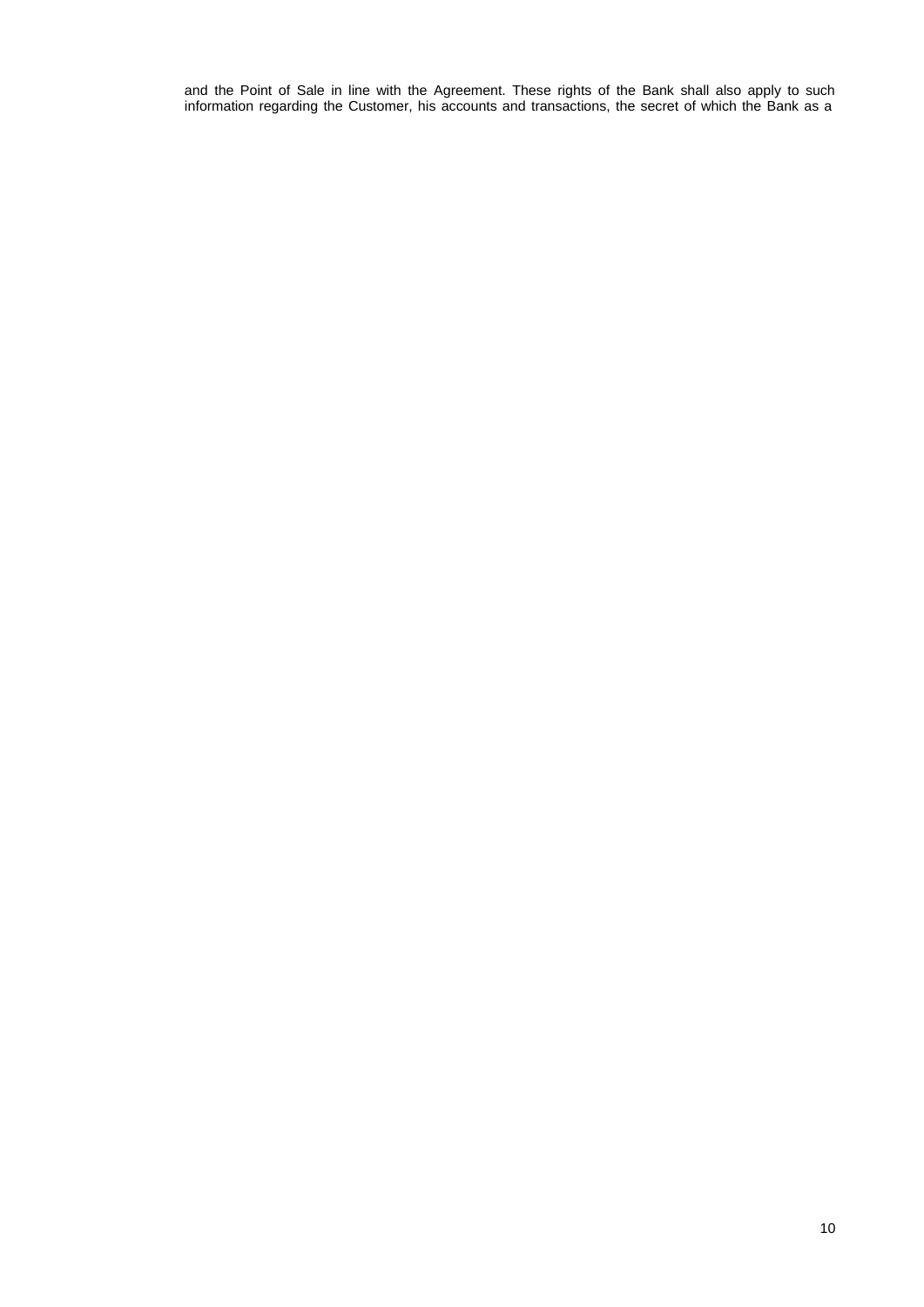and the Point of Sale in line with the Agreement. These rights of the Bank shall also apply to such information regarding the Customer, his accounts and transactions, the secret of which the Bank as a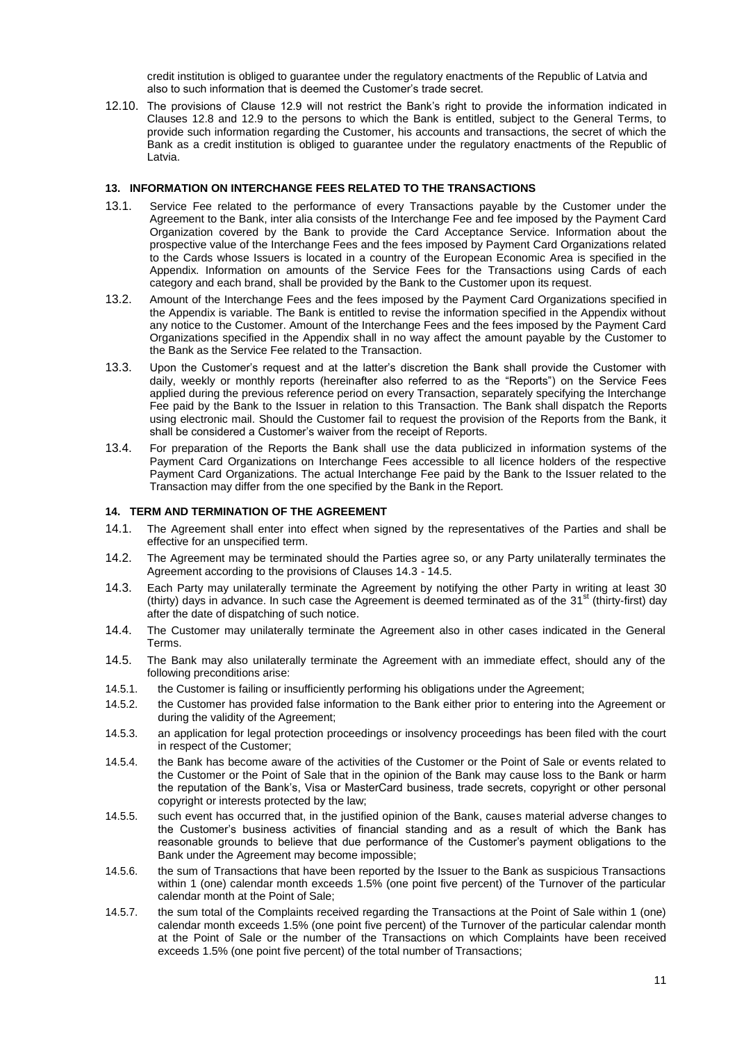credit institution is obliged to guarantee under the regulatory enactments of the Republic of Latvia and also to such information that is deemed the Customer's trade secret.

12.10. The provisions of Clause 12.9 will not restrict the Bank's right to provide the information indicated in Clauses 12.8 and 12.9 to the persons to which the Bank is entitled, subject to the General Terms, to provide such information regarding the Customer, his accounts and transactions, the secret of which the Bank as a credit institution is obliged to guarantee under the regulatory enactments of the Republic of Latvia.

## 13. INFORMATION ON INTERCHANGE FEES RELATED TO THE TRANSACTIONS

13.1. Service Fee related to the performance of every Transactions payable by the Customer under the Agreement to the Bank, inter alia consists of the Interchange Fee and fee imposed by the Payment Card Organization covered by the Bank to provide the Card Acceptance Service. Information about the prospective value of the Interchange Fees and the fees imposed by Payment Card Organizations related to the Cards whose Issuers is located in a country of the European Economic Area is specified in the Appendix. Information on amounts of the Service Fees for the Transactions using Cards of each category and each brand, shall be provided by the Bank to the Customer upon its request.

13.2. Amount of the Interchange Fees and the fees imposed by the Payment Card Organizations specified in the Appendix is variable. The Bank is entitled to revise the information specified in the Appendix without any notice to the Customer. Amount of the Interchange Fees and the fees imposed by the Payment Card Organizations specified in the Appendix shall in no way affect the amount payable by the Customer to the Bank as the Service Fee related to the Transaction.

13.3. Upon the Customer's request and at the latter's discretion the Bank shall provide the Customer with daily, weekly or monthly reports (hereinafter also referred to as the "Reports") on the Service Fees applied during the previous reference period on every Transaction, separately specifying the Interchange Fee paid by the Bank to the Issuer in relation to this Transaction. The Bank shall dispatch the Reports using electronic mail. Should the Customer fail to request the provision of the Reports from the Bank, it shall be considered a Customer's waiver from the receipt of Reports.

13.4. For preparation of the Reports the Bank shall use the data publicized in information systems of the Payment Card Organizations on Interchange Fees accessible to all licence holders of the respective Payment Card Organizations. The actual Interchange Fee paid by the Bank to the Issuer related to the Transaction may differ from the one specified by the Bank in the Report.

## 14. TERM AND TERMINATION OF THE AGREEMENT

14.1. The Agreement shall enter into effect when signed by the representatives of the Parties and shall be effective for an unspecified term.

14.2. The Agreement may be terminated should the Parties agree so, or any Party unilaterally terminates the Agreement according to the provisions of Clauses 14.3 - 14.5.

14.3. Each Party may unilaterally terminate the Agreement by notifying the other Party in writing at least 30 (thirty) days in advance. In such case the Agreement is deemed terminated as of the 31st (thirty-first) day after the date of dispatching of such notice.

14.4. The Customer may unilaterally terminate the Agreement also in other cases indicated in the General Terms.

14.5. The Bank may also unilaterally terminate the Agreement with an immediate effect, should any of the following preconditions arise:

14.5.1. the Customer is failing or insufficiently performing his obligations under the Agreement;

14.5.2. the Customer has provided false information to the Bank either prior to entering into the Agreement or during the validity of the Agreement;

14.5.3. an application for legal protection proceedings or insolvency proceedings has been filed with the court in respect of the Customer;

14.5.4. the Bank has become aware of the activities of the Customer or the Point of Sale or events related to the Customer or the Point of Sale that in the opinion of the Bank may cause loss to the Bank or harm the reputation of the Bank's, Visa or MasterCard business, trade secrets, copyright or other personal copyright or interests protected by the law;

14.5.5. such event has occurred that, in the justified opinion of the Bank, causes material adverse changes to the Customer's business activities of financial standing and as a result of which the Bank has reasonable grounds to believe that due performance of the Customer's payment obligations to the Bank under the Agreement may become impossible;

14.5.6. the sum of Transactions that have been reported by the Issuer to the Bank as suspicious Transactions within 1 (one) calendar month exceeds 1.5% (one point five percent) of the Turnover of the particular calendar month at the Point of Sale;

14.5.7. the sum total of the Complaints received regarding the Transactions at the Point of Sale within 1 (one) calendar month exceeds 1.5% (one point five percent) of the Turnover of the particular calendar month at the Point of Sale or the number of the Transactions on which Complaints have been received exceeds 1.5% (one point five percent) of the total number of Transactions;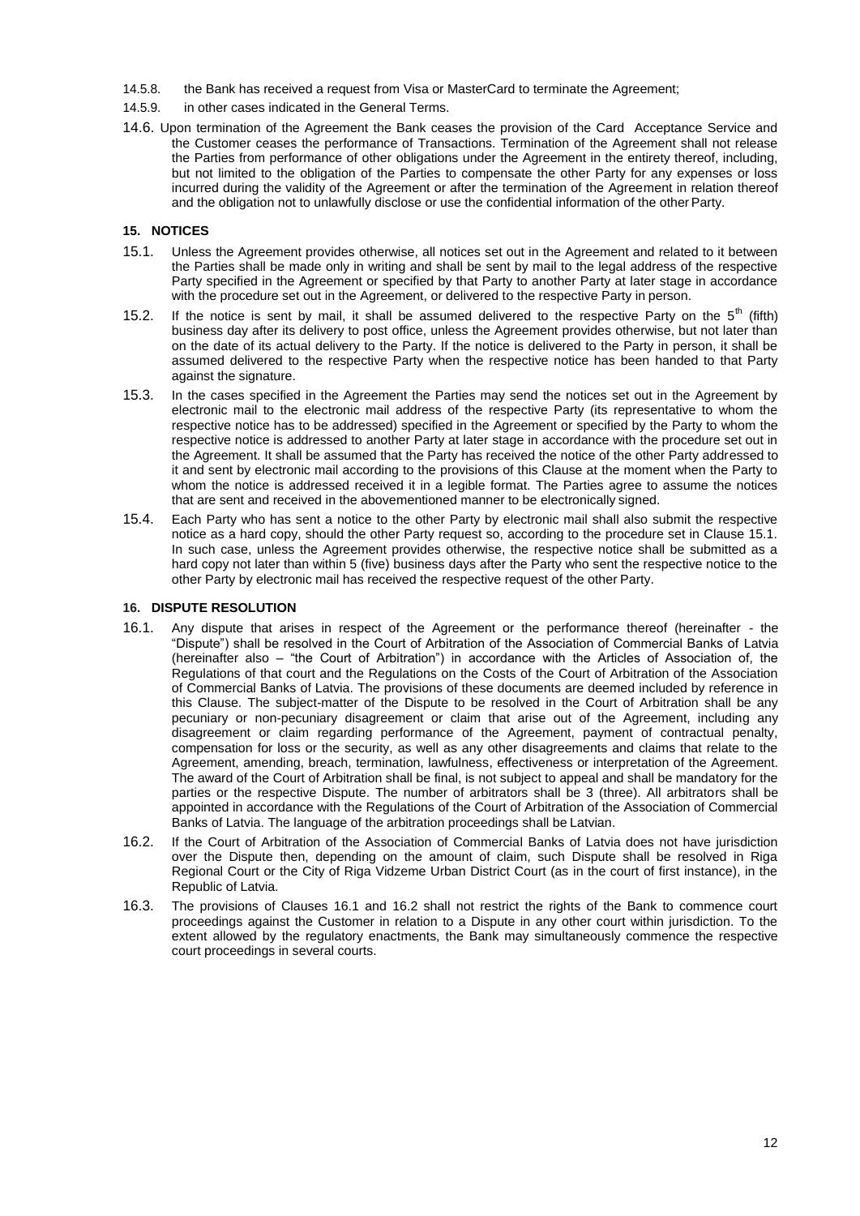14.5.8. the Bank has received a request from Visa or MasterCard to terminate the Agreement;

14.5.9. in other cases indicated in the General Terms.

14.6. Upon termination of the Agreement the Bank ceases the provision of the Card Acceptance Service and the Customer ceases the performance of Transactions. Termination of the Agreement shall not release the Parties from performance of other obligations under the Agreement in the entirety thereof, including, but not limited to the obligation of the Parties to compensate the other Party for any expenses or loss incurred during the validity of the Agreement or after the termination of the Agreement in relation thereof and the obligation not to unlawfully disclose or use the confidential information of the other Party.

## 15. NOTICES

15.1. Unless the Agreement provides otherwise, all notices set out in the Agreement and related to it between the Parties shall be made only in writing and shall be sent by mail to the legal address of the respective Party specified in the Agreement or specified by that Party to another Party at later stage in accordance with the procedure set out in the Agreement, or delivered to the respective Party in person.

15.2. If the notice is sent by mail, it shall be assumed delivered to the respective Party on the 5th (fifth) business day after its delivery to post office, unless the Agreement provides otherwise, but not later than on the date of its actual delivery to the Party. If the notice is delivered to the Party in person, it shall be assumed delivered to the respective Party when the respective notice has been handed to that Party against the signature.

15.3. In the cases specified in the Agreement the Parties may send the notices set out in the Agreement by electronic mail to the electronic mail address of the respective Party (its representative to whom the respective notice has to be addressed) specified in the Agreement or specified by the Party to whom the respective notice is addressed to another Party at later stage in accordance with the procedure set out in the Agreement. It shall be assumed that the Party has received the notice of the other Party addressed to it and sent by electronic mail according to the provisions of this Clause at the moment when the Party to whom the notice is addressed received it in a legible format. The Parties agree to assume the notices that are sent and received in the abovementioned manner to be electronically signed.

15.4. Each Party who has sent a notice to the other Party by electronic mail shall also submit the respective notice as a hard copy, should the other Party request so, according to the procedure set in Clause 15.1. In such case, unless the Agreement provides otherwise, the respective notice shall be submitted as a hard copy not later than within 5 (five) business days after the Party who sent the respective notice to the other Party by electronic mail has received the respective request of the other Party.

## 16. DISPUTE RESOLUTION

16.1. Any dispute that arises in respect of the Agreement or the performance thereof (hereinafter - the "Dispute") shall be resolved in the Court of Arbitration of the Association of Commercial Banks of Latvia (hereinafter also – "the Court of Arbitration") in accordance with the Articles of Association of, the Regulations of that court and the Regulations on the Costs of the Court of Arbitration of the Association of Commercial Banks of Latvia. The provisions of these documents are deemed included by reference in this Clause. The subject-matter of the Dispute to be resolved in the Court of Arbitration shall be any pecuniary or non-pecuniary disagreement or claim that arise out of the Agreement, including any disagreement or claim regarding performance of the Agreement, payment of contractual penalty, compensation for loss or the security, as well as any other disagreements and claims that relate to the Agreement, amending, breach, termination, lawfulness, effectiveness or interpretation of the Agreement. The award of the Court of Arbitration shall be final, is not subject to appeal and shall be mandatory for the parties or the respective Dispute. The number of arbitrators shall be 3 (three). All arbitrators shall be appointed in accordance with the Regulations of the Court of Arbitration of the Association of Commercial Banks of Latvia. The language of the arbitration proceedings shall be Latvian.

16.2. If the Court of Arbitration of the Association of Commercial Banks of Latvia does not have jurisdiction over the Dispute then, depending on the amount of claim, such Dispute shall be resolved in Riga Regional Court or the City of Riga Vidzeme Urban District Court (as in the court of first instance), in the Republic of Latvia.

16.3. The provisions of Clauses 16.1 and 16.2 shall not restrict the rights of the Bank to commence court proceedings against the Customer in relation to a Dispute in any other court within jurisdiction. To the extent allowed by the regulatory enactments, the Bank may simultaneously commence the respective court proceedings in several courts.